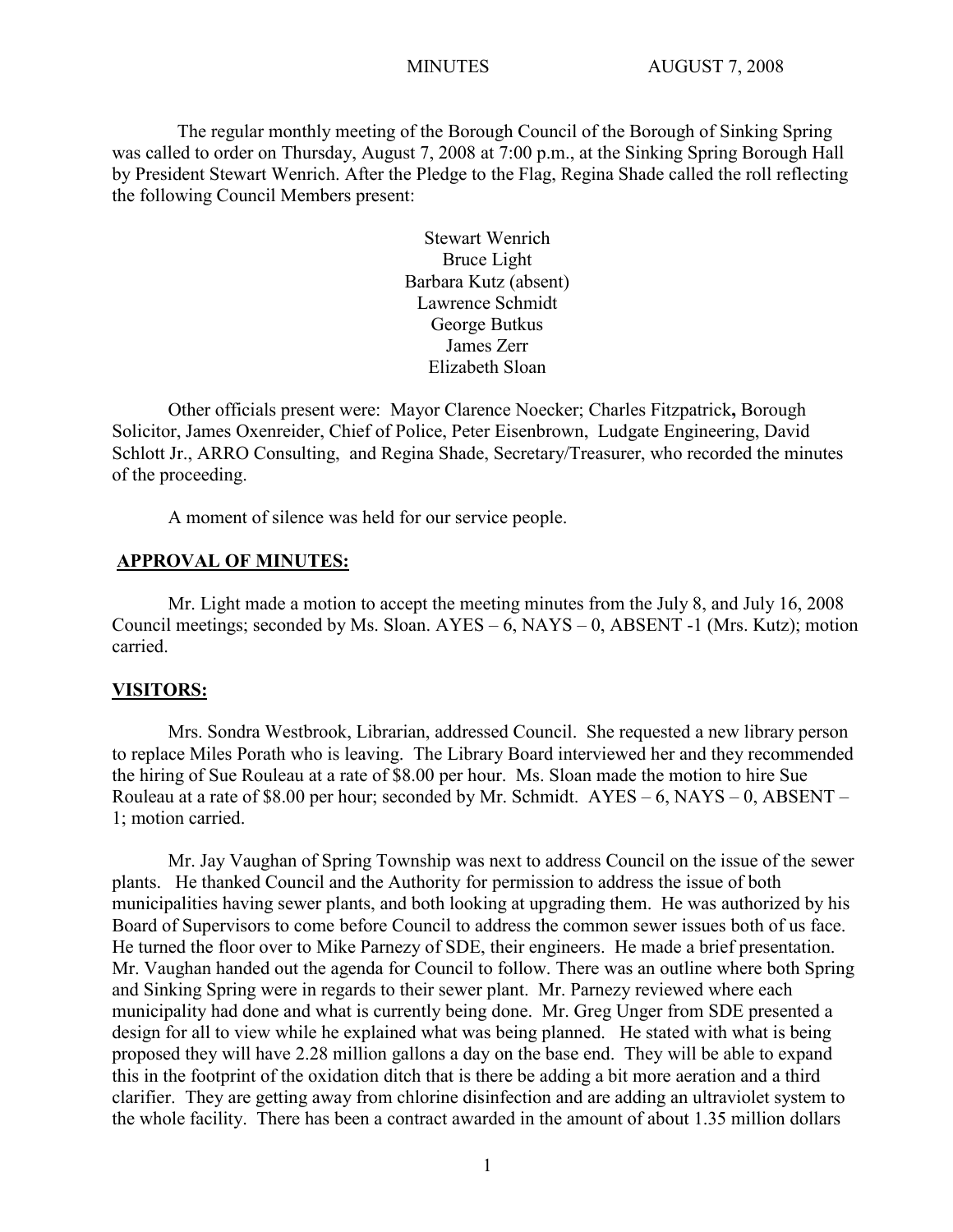MINUTES AUGUST 7, 2008

The regular monthly meeting of the Borough Council of the Borough of Sinking Spring was called to order on Thursday, August 7, 2008 at 7:00 p.m., at the Sinking Spring Borough Hall by President Stewart Wenrich. After the Pledge to the Flag, Regina Shade called the roll reflecting the following Council Members present:

Stewart Wenrich
Bruce Light
Barbara Kutz (absent)
Lawrence Schmidt
George Butkus
James Zerr
Elizabeth Sloan

Other officials present were: Mayor Clarence Noecker; Charles Fitzpatrick**,** Borough Solicitor, James Oxenreider, Chief of Police, Peter Eisenbrown, Ludgate Engineering, David Schlott Jr., ARRO Consulting, and Regina Shade, Secretary/Treasurer, who recorded the minutes of the proceeding.

A moment of silence was held for our service people.

## APPROVAL OF MINUTES:

Mr. Light made a motion to accept the meeting minutes from the July 8, and July 16, 2008 Council meetings; seconded by Ms. Sloan. AYES – 6, NAYS – 0, ABSENT -1 (Mrs. Kutz); motion carried.

## VISITORS:

Mrs. Sondra Westbrook, Librarian, addressed Council. She requested a new library person to replace Miles Porath who is leaving. The Library Board interviewed her and they recommended the hiring of Sue Rouleau at a rate of $8.00 per hour. Ms. Sloan made the motion to hire Sue Rouleau at a rate of $8.00 per hour; seconded by Mr. Schmidt. AYES – 6, NAYS – 0, ABSENT – 1; motion carried.

Mr. Jay Vaughan of Spring Township was next to address Council on the issue of the sewer plants. He thanked Council and the Authority for permission to address the issue of both municipalities having sewer plants, and both looking at upgrading them. He was authorized by his Board of Supervisors to come before Council to address the common sewer issues both of us face. He turned the floor over to Mike Parnezy of SDE, their engineers. He made a brief presentation. Mr. Vaughan handed out the agenda for Council to follow. There was an outline where both Spring and Sinking Spring were in regards to their sewer plant. Mr. Parnezy reviewed where each municipality had done and what is currently being done. Mr. Greg Unger from SDE presented a design for all to view while he explained what was being planned. He stated with what is being proposed they will have 2.28 million gallons a day on the base end. They will be able to expand this in the footprint of the oxidation ditch that is there be adding a bit more aeration and a third clarifier. They are getting away from chlorine disinfection and are adding an ultraviolet system to the whole facility. There has been a contract awarded in the amount of about 1.35 million dollars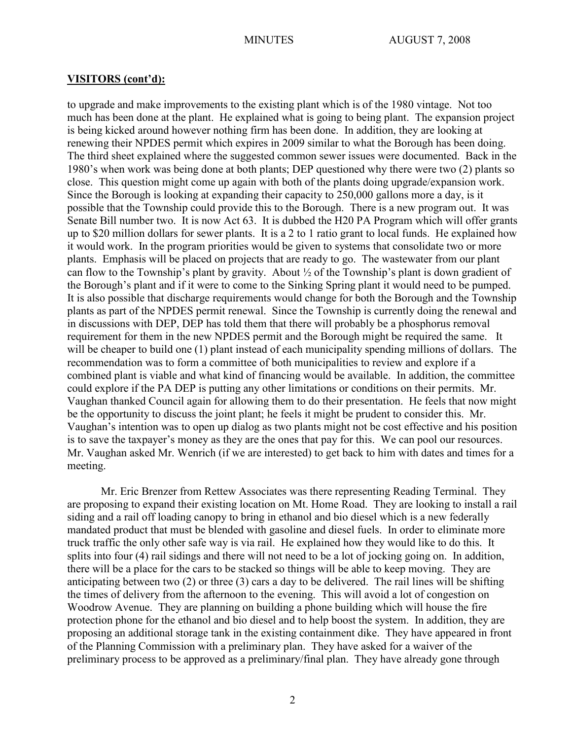## VISITORS (cont'd):

to upgrade and make improvements to the existing plant which is of the 1980 vintage. Not too much has been done at the plant. He explained what is going to being plant. The expansion project is being kicked around however nothing firm has been done. In addition, they are looking at renewing their NPDES permit which expires in 2009 similar to what the Borough has been doing. The third sheet explained where the suggested common sewer issues were documented. Back in the 1980's when work was being done at both plants; DEP questioned why there were two (2) plants so close. This question might come up again with both of the plants doing upgrade/expansion work. Since the Borough is looking at expanding their capacity to 250,000 gallons more a day, is it possible that the Township could provide this to the Borough. There is a new program out. It was Senate Bill number two. It is now Act 63. It is dubbed the H20 PA Program which will offer grants up to $20 million dollars for sewer plants. It is a 2 to 1 ratio grant to local funds. He explained how it would work. In the program priorities would be given to systems that consolidate two or more plants. Emphasis will be placed on projects that are ready to go. The wastewater from our plant can flow to the Township's plant by gravity. About ½ of the Township's plant is down gradient of the Borough's plant and if it were to come to the Sinking Spring plant it would need to be pumped. It is also possible that discharge requirements would change for both the Borough and the Township plants as part of the NPDES permit renewal. Since the Township is currently doing the renewal and in discussions with DEP, DEP has told them that there will probably be a phosphorus removal requirement for them in the new NPDES permit and the Borough might be required the same. It will be cheaper to build one (1) plant instead of each municipality spending millions of dollars. The recommendation was to form a committee of both municipalities to review and explore if a combined plant is viable and what kind of financing would be available. In addition, the committee could explore if the PA DEP is putting any other limitations or conditions on their permits. Mr. Vaughan thanked Council again for allowing them to do their presentation. He feels that now might be the opportunity to discuss the joint plant; he feels it might be prudent to consider this. Mr. Vaughan's intention was to open up dialog as two plants might not be cost effective and his position is to save the taxpayer's money as they are the ones that pay for this. We can pool our resources. Mr. Vaughan asked Mr. Wenrich (if we are interested) to get back to him with dates and times for a meeting.

Mr. Eric Brenzer from Rettew Associates was there representing Reading Terminal. They are proposing to expand their existing location on Mt. Home Road. They are looking to install a rail siding and a rail off loading canopy to bring in ethanol and bio diesel which is a new federally mandated product that must be blended with gasoline and diesel fuels. In order to eliminate more truck traffic the only other safe way is via rail. He explained how they would like to do this. It splits into four (4) rail sidings and there will not need to be a lot of jocking going on. In addition, there will be a place for the cars to be stacked so things will be able to keep moving. They are anticipating between two (2) or three (3) cars a day to be delivered. The rail lines will be shifting the times of delivery from the afternoon to the evening. This will avoid a lot of congestion on Woodrow Avenue. They are planning on building a phone building which will house the fire protection phone for the ethanol and bio diesel and to help boost the system. In addition, they are proposing an additional storage tank in the existing containment dike. They have appeared in front of the Planning Commission with a preliminary plan. They have asked for a waiver of the preliminary process to be approved as a preliminary/final plan. They have already gone through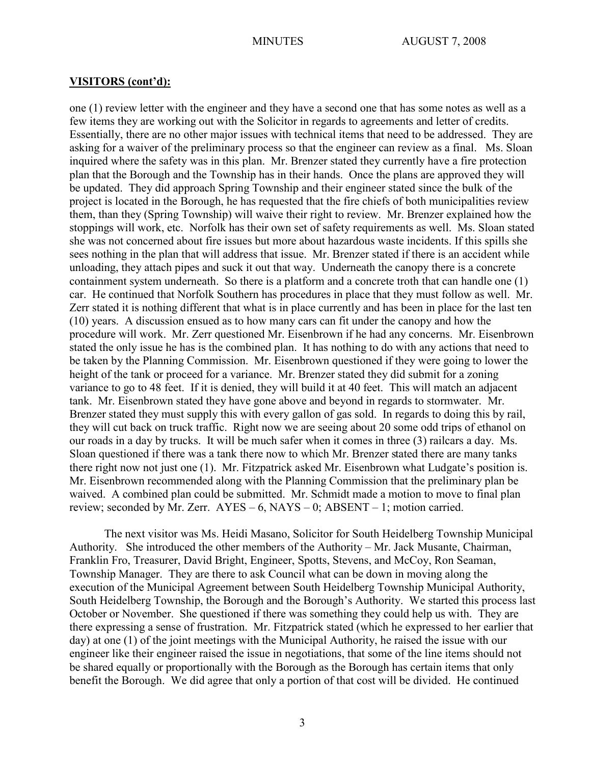## VISITORS (cont'd):

one (1) review letter with the engineer and they have a second one that has some notes as well as a few items they are working out with the Solicitor in regards to agreements and letter of credits. Essentially, there are no other major issues with technical items that need to be addressed. They are asking for a waiver of the preliminary process so that the engineer can review as a final. Ms. Sloan inquired where the safety was in this plan. Mr. Brenzer stated they currently have a fire protection plan that the Borough and the Township has in their hands. Once the plans are approved they will be updated. They did approach Spring Township and their engineer stated since the bulk of the project is located in the Borough, he has requested that the fire chiefs of both municipalities review them, than they (Spring Township) will waive their right to review. Mr. Brenzer explained how the stoppings will work, etc. Norfolk has their own set of safety requirements as well. Ms. Sloan stated she was not concerned about fire issues but more about hazardous waste incidents. If this spills she sees nothing in the plan that will address that issue. Mr. Brenzer stated if there is an accident while unloading, they attach pipes and suck it out that way. Underneath the canopy there is a concrete containment system underneath. So there is a platform and a concrete troth that can handle one (1) car. He continued that Norfolk Southern has procedures in place that they must follow as well. Mr. Zerr stated it is nothing different that what is in place currently and has been in place for the last ten (10) years. A discussion ensued as to how many cars can fit under the canopy and how the procedure will work. Mr. Zerr questioned Mr. Eisenbrown if he had any concerns. Mr. Eisenbrown stated the only issue he has is the combined plan. It has nothing to do with any actions that need to be taken by the Planning Commission. Mr. Eisenbrown questioned if they were going to lower the height of the tank or proceed for a variance. Mr. Brenzer stated they did submit for a zoning variance to go to 48 feet. If it is denied, they will build it at 40 feet. This will match an adjacent tank. Mr. Eisenbrown stated they have gone above and beyond in regards to stormwater. Mr. Brenzer stated they must supply this with every gallon of gas sold. In regards to doing this by rail, they will cut back on truck traffic. Right now we are seeing about 20 some odd trips of ethanol on our roads in a day by trucks. It will be much safer when it comes in three (3) railcars a day. Ms. Sloan questioned if there was a tank there now to which Mr. Brenzer stated there are many tanks there right now not just one (1). Mr. Fitzpatrick asked Mr. Eisenbrown what Ludgate's position is. Mr. Eisenbrown recommended along with the Planning Commission that the preliminary plan be waived. A combined plan could be submitted. Mr. Schmidt made a motion to move to final plan review; seconded by Mr. Zerr. AYES – 6, NAYS – 0; ABSENT – 1; motion carried.

The next visitor was Ms. Heidi Masano, Solicitor for South Heidelberg Township Municipal Authority. She introduced the other members of the Authority – Mr. Jack Musante, Chairman, Franklin Fro, Treasurer, David Bright, Engineer, Spotts, Stevens, and McCoy, Ron Seaman, Township Manager. They are there to ask Council what can be down in moving along the execution of the Municipal Agreement between South Heidelberg Township Municipal Authority, South Heidelberg Township, the Borough and the Borough's Authority. We started this process last October or November. She questioned if there was something they could help us with. They are there expressing a sense of frustration. Mr. Fitzpatrick stated (which he expressed to her earlier that day) at one (1) of the joint meetings with the Municipal Authority, he raised the issue with our engineer like their engineer raised the issue in negotiations, that some of the line items should not be shared equally or proportionally with the Borough as the Borough has certain items that only benefit the Borough. We did agree that only a portion of that cost will be divided. He continued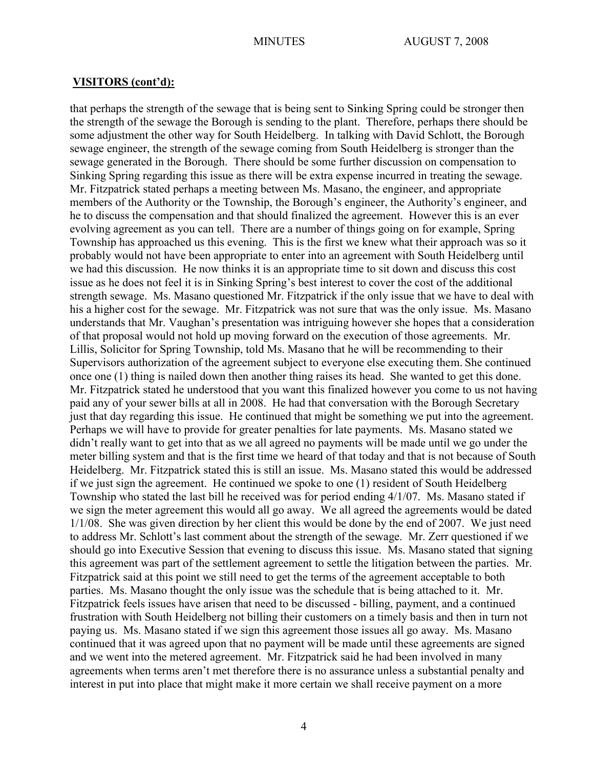## VISITORS (cont'd):

that perhaps the strength of the sewage that is being sent to Sinking Spring could be stronger then the strength of the sewage the Borough is sending to the plant. Therefore, perhaps there should be some adjustment the other way for South Heidelberg. In talking with David Schlott, the Borough sewage engineer, the strength of the sewage coming from South Heidelberg is stronger than the sewage generated in the Borough. There should be some further discussion on compensation to Sinking Spring regarding this issue as there will be extra expense incurred in treating the sewage. Mr. Fitzpatrick stated perhaps a meeting between Ms. Masano, the engineer, and appropriate members of the Authority or the Township, the Borough's engineer, the Authority's engineer, and he to discuss the compensation and that should finalized the agreement. However this is an ever evolving agreement as you can tell. There are a number of things going on for example, Spring Township has approached us this evening. This is the first we knew what their approach was so it probably would not have been appropriate to enter into an agreement with South Heidelberg until we had this discussion. He now thinks it is an appropriate time to sit down and discuss this cost issue as he does not feel it is in Sinking Spring's best interest to cover the cost of the additional strength sewage. Ms. Masano questioned Mr. Fitzpatrick if the only issue that we have to deal with his a higher cost for the sewage. Mr. Fitzpatrick was not sure that was the only issue. Ms. Masano understands that Mr. Vaughan's presentation was intriguing however she hopes that a consideration of that proposal would not hold up moving forward on the execution of those agreements. Mr. Lillis, Solicitor for Spring Township, told Ms. Masano that he will be recommending to their Supervisors authorization of the agreement subject to everyone else executing them. She continued once one (1) thing is nailed down then another thing raises its head. She wanted to get this done. Mr. Fitzpatrick stated he understood that you want this finalized however you come to us not having paid any of your sewer bills at all in 2008. He had that conversation with the Borough Secretary just that day regarding this issue. He continued that might be something we put into the agreement. Perhaps we will have to provide for greater penalties for late payments. Ms. Masano stated we didn't really want to get into that as we all agreed no payments will be made until we go under the meter billing system and that is the first time we heard of that today and that is not because of South Heidelberg. Mr. Fitzpatrick stated this is still an issue. Ms. Masano stated this would be addressed if we just sign the agreement. He continued we spoke to one (1) resident of South Heidelberg Township who stated the last bill he received was for period ending 4/1/07. Ms. Masano stated if we sign the meter agreement this would all go away. We all agreed the agreements would be dated 1/1/08. She was given direction by her client this would be done by the end of 2007. We just need to address Mr. Schlott's last comment about the strength of the sewage. Mr. Zerr questioned if we should go into Executive Session that evening to discuss this issue. Ms. Masano stated that signing this agreement was part of the settlement agreement to settle the litigation between the parties. Mr. Fitzpatrick said at this point we still need to get the terms of the agreement acceptable to both parties. Ms. Masano thought the only issue was the schedule that is being attached to it. Mr. Fitzpatrick feels issues have arisen that need to be discussed - billing, payment, and a continued frustration with South Heidelberg not billing their customers on a timely basis and then in turn not paying us. Ms. Masano stated if we sign this agreement those issues all go away. Ms. Masano continued that it was agreed upon that no payment will be made until these agreements are signed and we went into the metered agreement. Mr. Fitzpatrick said he had been involved in many agreements when terms aren't met therefore there is no assurance unless a substantial penalty and interest in put into place that might make it more certain we shall receive payment on a more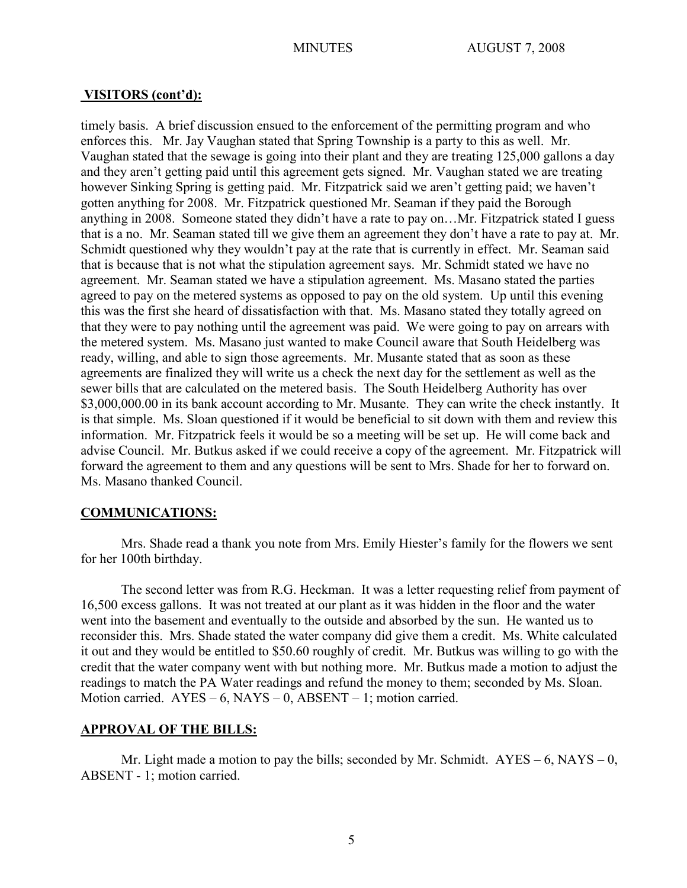## VISITORS (cont'd):

timely basis. A brief discussion ensued to the enforcement of the permitting program and who enforces this. Mr. Jay Vaughan stated that Spring Township is a party to this as well. Mr. Vaughan stated that the sewage is going into their plant and they are treating 125,000 gallons a day and they aren't getting paid until this agreement gets signed. Mr. Vaughan stated we are treating however Sinking Spring is getting paid. Mr. Fitzpatrick said we aren't getting paid; we haven't gotten anything for 2008. Mr. Fitzpatrick questioned Mr. Seaman if they paid the Borough anything in 2008. Someone stated they didn't have a rate to pay on…Mr. Fitzpatrick stated I guess that is a no. Mr. Seaman stated till we give them an agreement they don't have a rate to pay at. Mr. Schmidt questioned why they wouldn't pay at the rate that is currently in effect. Mr. Seaman said that is because that is not what the stipulation agreement says. Mr. Schmidt stated we have no agreement. Mr. Seaman stated we have a stipulation agreement. Ms. Masano stated the parties agreed to pay on the metered systems as opposed to pay on the old system. Up until this evening this was the first she heard of dissatisfaction with that. Ms. Masano stated they totally agreed on that they were to pay nothing until the agreement was paid. We were going to pay on arrears with the metered system. Ms. Masano just wanted to make Council aware that South Heidelberg was ready, willing, and able to sign those agreements. Mr. Musante stated that as soon as these agreements are finalized they will write us a check the next day for the settlement as well as the sewer bills that are calculated on the metered basis. The South Heidelberg Authority has over $3,000,000.00 in its bank account according to Mr. Musante. They can write the check instantly. It is that simple. Ms. Sloan questioned if it would be beneficial to sit down with them and review this information. Mr. Fitzpatrick feels it would be so a meeting will be set up. He will come back and advise Council. Mr. Butkus asked if we could receive a copy of the agreement. Mr. Fitzpatrick will forward the agreement to them and any questions will be sent to Mrs. Shade for her to forward on. Ms. Masano thanked Council.

## COMMUNICATIONS:

Mrs. Shade read a thank you note from Mrs. Emily Hiester's family for the flowers we sent for her 100th birthday.

The second letter was from R.G. Heckman. It was a letter requesting relief from payment of 16,500 excess gallons. It was not treated at our plant as it was hidden in the floor and the water went into the basement and eventually to the outside and absorbed by the sun. He wanted us to reconsider this. Mrs. Shade stated the water company did give them a credit. Ms. White calculated it out and they would be entitled to $50.60 roughly of credit. Mr. Butkus was willing to go with the credit that the water company went with but nothing more. Mr. Butkus made a motion to adjust the readings to match the PA Water readings and refund the money to them; seconded by Ms. Sloan. Motion carried. AYES – 6, NAYS – 0, ABSENT – 1; motion carried.

## APPROVAL OF THE BILLS:

Mr. Light made a motion to pay the bills; seconded by Mr. Schmidt. AYES – 6, NAYS – 0, ABSENT - 1; motion carried.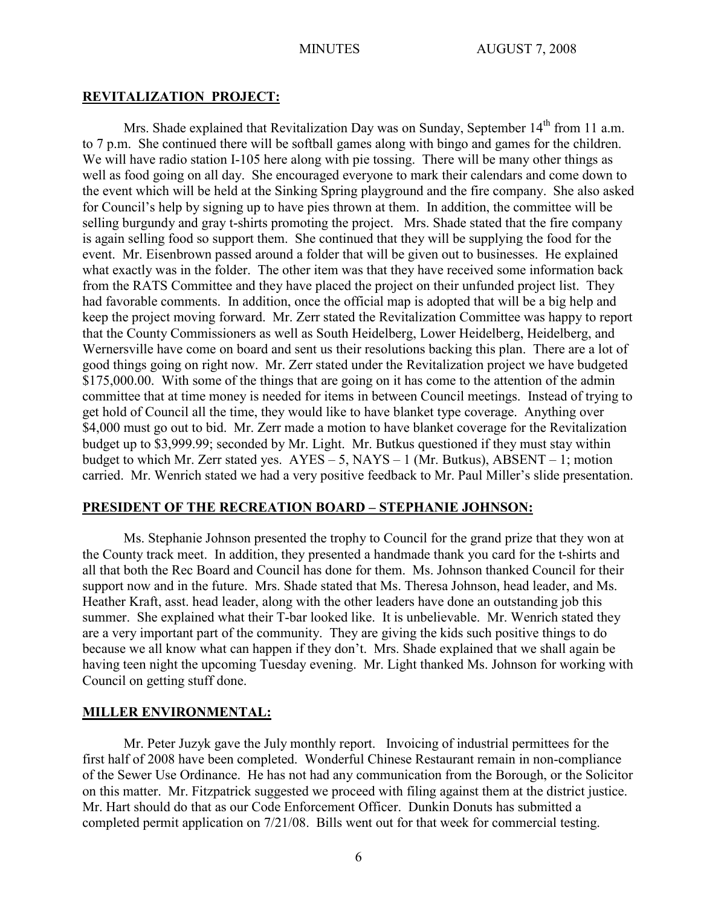## REVITALIZATION PROJECT:

Mrs. Shade explained that Revitalization Day was on Sunday, September 14th from 11 a.m. to 7 p.m. She continued there will be softball games along with bingo and games for the children. We will have radio station I-105 here along with pie tossing. There will be many other things as well as food going on all day. She encouraged everyone to mark their calendars and come down to the event which will be held at the Sinking Spring playground and the fire company. She also asked for Council's help by signing up to have pies thrown at them. In addition, the committee will be selling burgundy and gray t-shirts promoting the project. Mrs. Shade stated that the fire company is again selling food so support them. She continued that they will be supplying the food for the event. Mr. Eisenbrown passed around a folder that will be given out to businesses. He explained what exactly was in the folder. The other item was that they have received some information back from the RATS Committee and they have placed the project on their unfunded project list. They had favorable comments. In addition, once the official map is adopted that will be a big help and keep the project moving forward. Mr. Zerr stated the Revitalization Committee was happy to report that the County Commissioners as well as South Heidelberg, Lower Heidelberg, Heidelberg, and Wernersville have come on board and sent us their resolutions backing this plan. There are a lot of good things going on right now. Mr. Zerr stated under the Revitalization project we have budgeted $175,000.00. With some of the things that are going on it has come to the attention of the admin committee that at time money is needed for items in between Council meetings. Instead of trying to get hold of Council all the time, they would like to have blanket type coverage. Anything over $4,000 must go out to bid. Mr. Zerr made a motion to have blanket coverage for the Revitalization budget up to $3,999.99; seconded by Mr. Light. Mr. Butkus questioned if they must stay within budget to which Mr. Zerr stated yes. AYES – 5, NAYS – 1 (Mr. Butkus), ABSENT – 1; motion carried. Mr. Wenrich stated we had a very positive feedback to Mr. Paul Miller's slide presentation.

## PRESIDENT OF THE RECREATION BOARD – STEPHANIE JOHNSON:

Ms. Stephanie Johnson presented the trophy to Council for the grand prize that they won at the County track meet. In addition, they presented a handmade thank you card for the t-shirts and all that both the Rec Board and Council has done for them. Ms. Johnson thanked Council for their support now and in the future. Mrs. Shade stated that Ms. Theresa Johnson, head leader, and Ms. Heather Kraft, asst. head leader, along with the other leaders have done an outstanding job this summer. She explained what their T-bar looked like. It is unbelievable. Mr. Wenrich stated they are a very important part of the community. They are giving the kids such positive things to do because we all know what can happen if they don't. Mrs. Shade explained that we shall again be having teen night the upcoming Tuesday evening. Mr. Light thanked Ms. Johnson for working with Council on getting stuff done.

## MILLER ENVIRONMENTAL:

Mr. Peter Juzyk gave the July monthly report. Invoicing of industrial permittees for the first half of 2008 have been completed. Wonderful Chinese Restaurant remain in non-compliance of the Sewer Use Ordinance. He has not had any communication from the Borough, or the Solicitor on this matter. Mr. Fitzpatrick suggested we proceed with filing against them at the district justice. Mr. Hart should do that as our Code Enforcement Officer. Dunkin Donuts has submitted a completed permit application on 7/21/08. Bills went out for that week for commercial testing.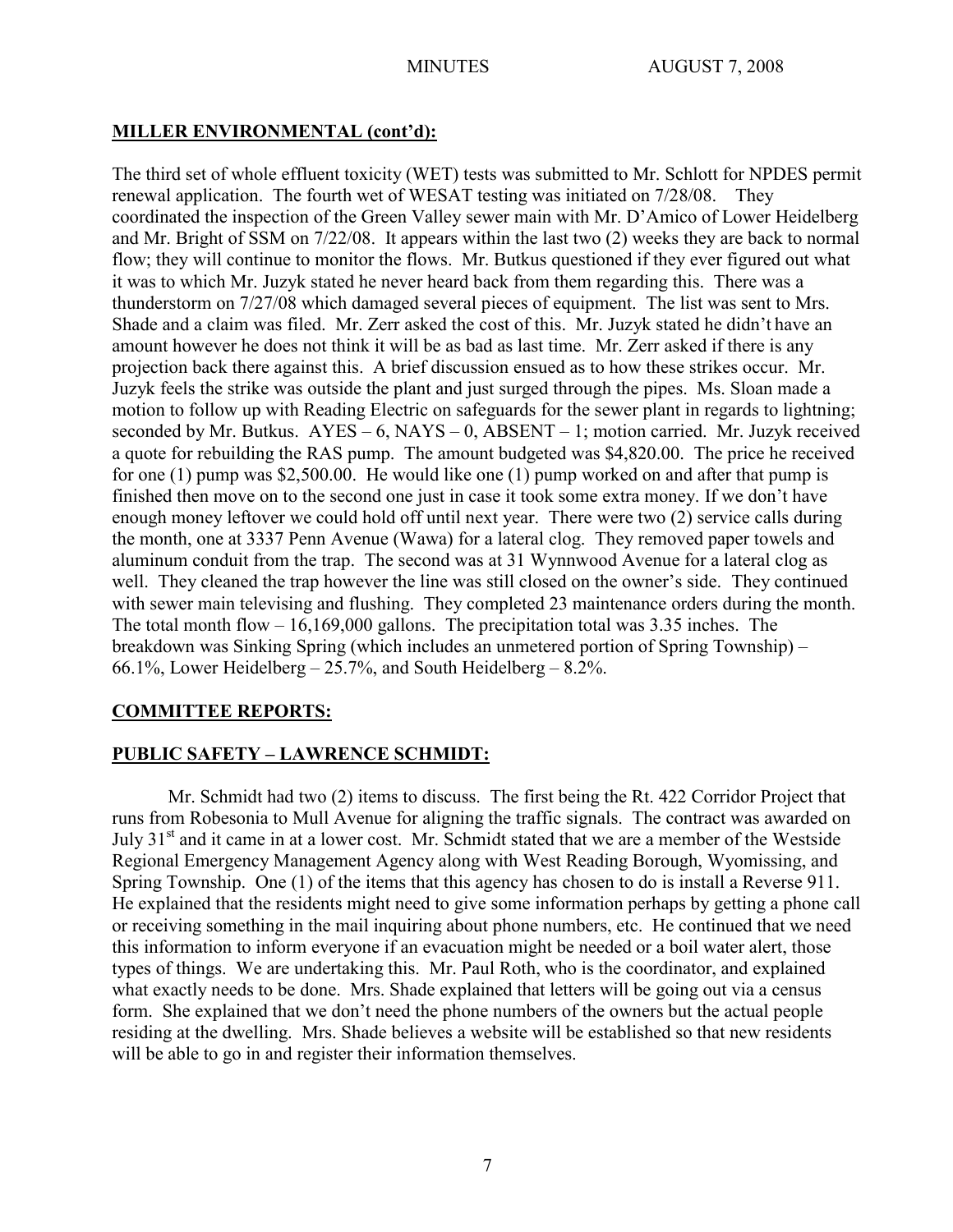## MILLER ENVIRONMENTAL (cont'd):

The third set of whole effluent toxicity (WET) tests was submitted to Mr. Schlott for NPDES permit renewal application. The fourth wet of WESAT testing was initiated on 7/28/08. They coordinated the inspection of the Green Valley sewer main with Mr. D'Amico of Lower Heidelberg and Mr. Bright of SSM on 7/22/08. It appears within the last two (2) weeks they are back to normal flow; they will continue to monitor the flows. Mr. Butkus questioned if they ever figured out what it was to which Mr. Juzyk stated he never heard back from them regarding this. There was a thunderstorm on 7/27/08 which damaged several pieces of equipment. The list was sent to Mrs. Shade and a claim was filed. Mr. Zerr asked the cost of this. Mr. Juzyk stated he didn't have an amount however he does not think it will be as bad as last time. Mr. Zerr asked if there is any projection back there against this. A brief discussion ensued as to how these strikes occur. Mr. Juzyk feels the strike was outside the plant and just surged through the pipes. Ms. Sloan made a motion to follow up with Reading Electric on safeguards for the sewer plant in regards to lightning; seconded by Mr. Butkus. AYES – 6, NAYS – 0, ABSENT – 1; motion carried. Mr. Juzyk received a quote for rebuilding the RAS pump. The amount budgeted was $4,820.00. The price he received for one (1) pump was $2,500.00. He would like one (1) pump worked on and after that pump is finished then move on to the second one just in case it took some extra money. If we don't have enough money leftover we could hold off until next year. There were two (2) service calls during the month, one at 3337 Penn Avenue (Wawa) for a lateral clog. They removed paper towels and aluminum conduit from the trap. The second was at 31 Wynnwood Avenue for a lateral clog as well. They cleaned the trap however the line was still closed on the owner's side. They continued with sewer main televising and flushing. They completed 23 maintenance orders during the month. The total month flow – 16,169,000 gallons. The precipitation total was 3.35 inches. The breakdown was Sinking Spring (which includes an unmetered portion of Spring Township) – 66.1%, Lower Heidelberg – 25.7%, and South Heidelberg – 8.2%.

## COMMITTEE REPORTS:

## PUBLIC SAFETY – LAWRENCE SCHMIDT:

Mr. Schmidt had two (2) items to discuss. The first being the Rt. 422 Corridor Project that runs from Robesonia to Mull Avenue for aligning the traffic signals. The contract was awarded on July 31st and it came in at a lower cost. Mr. Schmidt stated that we are a member of the Westside Regional Emergency Management Agency along with West Reading Borough, Wyomissing, and Spring Township. One (1) of the items that this agency has chosen to do is install a Reverse 911. He explained that the residents might need to give some information perhaps by getting a phone call or receiving something in the mail inquiring about phone numbers, etc. He continued that we need this information to inform everyone if an evacuation might be needed or a boil water alert, those types of things. We are undertaking this. Mr. Paul Roth, who is the coordinator, and explained what exactly needs to be done. Mrs. Shade explained that letters will be going out via a census form. She explained that we don't need the phone numbers of the owners but the actual people residing at the dwelling. Mrs. Shade believes a website will be established so that new residents will be able to go in and register their information themselves.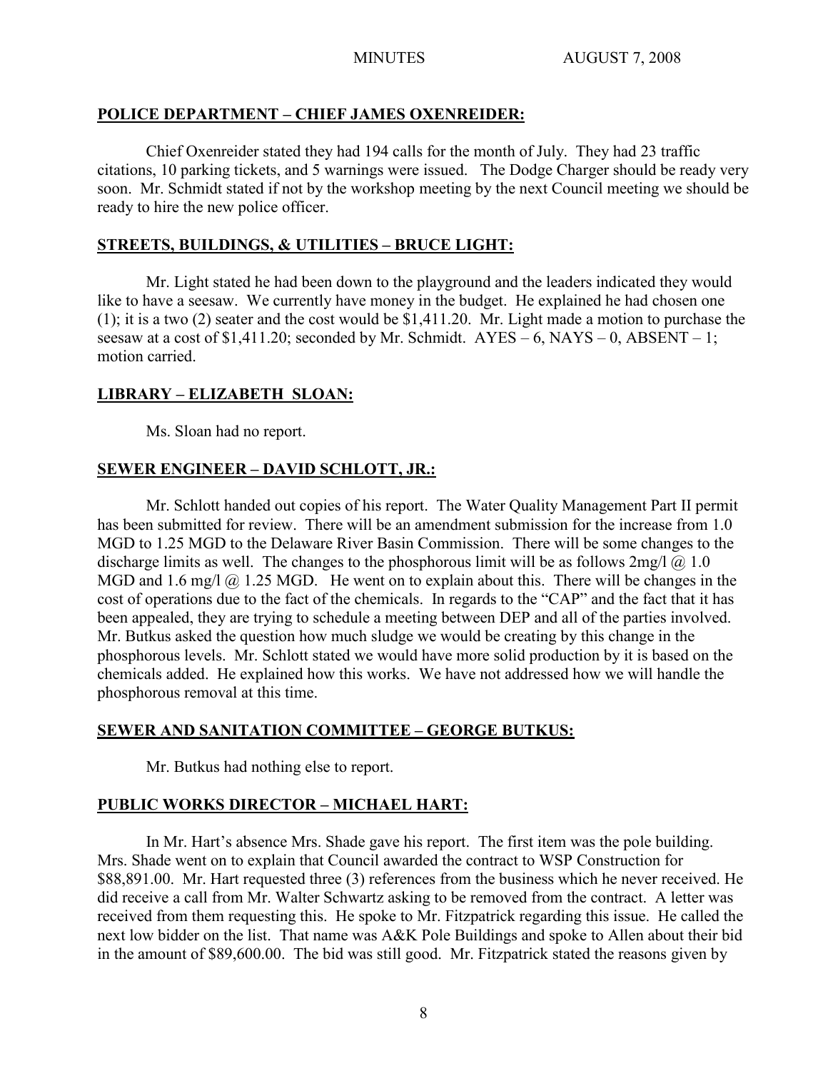## POLICE DEPARTMENT – CHIEF JAMES OXENREIDER:

Chief Oxenreider stated they had 194 calls for the month of July. They had 23 traffic citations, 10 parking tickets, and 5 warnings were issued. The Dodge Charger should be ready very soon. Mr. Schmidt stated if not by the workshop meeting by the next Council meeting we should be ready to hire the new police officer.

## STREETS, BUILDINGS, & UTILITIES – BRUCE LIGHT:

Mr. Light stated he had been down to the playground and the leaders indicated they would like to have a seesaw. We currently have money in the budget. He explained he had chosen one (1); it is a two (2) seater and the cost would be $1,411.20. Mr. Light made a motion to purchase the seesaw at a cost of $1,411.20; seconded by Mr. Schmidt. AYES – 6, NAYS – 0, ABSENT – 1; motion carried.

## LIBRARY – ELIZABETH SLOAN:

Ms. Sloan had no report.

## SEWER ENGINEER – DAVID SCHLOTT, JR.:

Mr. Schlott handed out copies of his report. The Water Quality Management Part II permit has been submitted for review. There will be an amendment submission for the increase from 1.0 MGD to 1.25 MGD to the Delaware River Basin Commission. There will be some changes to the discharge limits as well. The changes to the phosphorous limit will be as follows 2mg/l @ 1.0 MGD and 1.6 mg/l @ 1.25 MGD. He went on to explain about this. There will be changes in the cost of operations due to the fact of the chemicals. In regards to the "CAP" and the fact that it has been appealed, they are trying to schedule a meeting between DEP and all of the parties involved. Mr. Butkus asked the question how much sludge we would be creating by this change in the phosphorous levels. Mr. Schlott stated we would have more solid production by it is based on the chemicals added. He explained how this works. We have not addressed how we will handle the phosphorous removal at this time.

## SEWER AND SANITATION COMMITTEE – GEORGE BUTKUS:

Mr. Butkus had nothing else to report.

## PUBLIC WORKS DIRECTOR – MICHAEL HART:

In Mr. Hart's absence Mrs. Shade gave his report. The first item was the pole building. Mrs. Shade went on to explain that Council awarded the contract to WSP Construction for $88,891.00. Mr. Hart requested three (3) references from the business which he never received. He did receive a call from Mr. Walter Schwartz asking to be removed from the contract. A letter was received from them requesting this. He spoke to Mr. Fitzpatrick regarding this issue. He called the next low bidder on the list. That name was A&K Pole Buildings and spoke to Allen about their bid in the amount of $89,600.00. The bid was still good. Mr. Fitzpatrick stated the reasons given by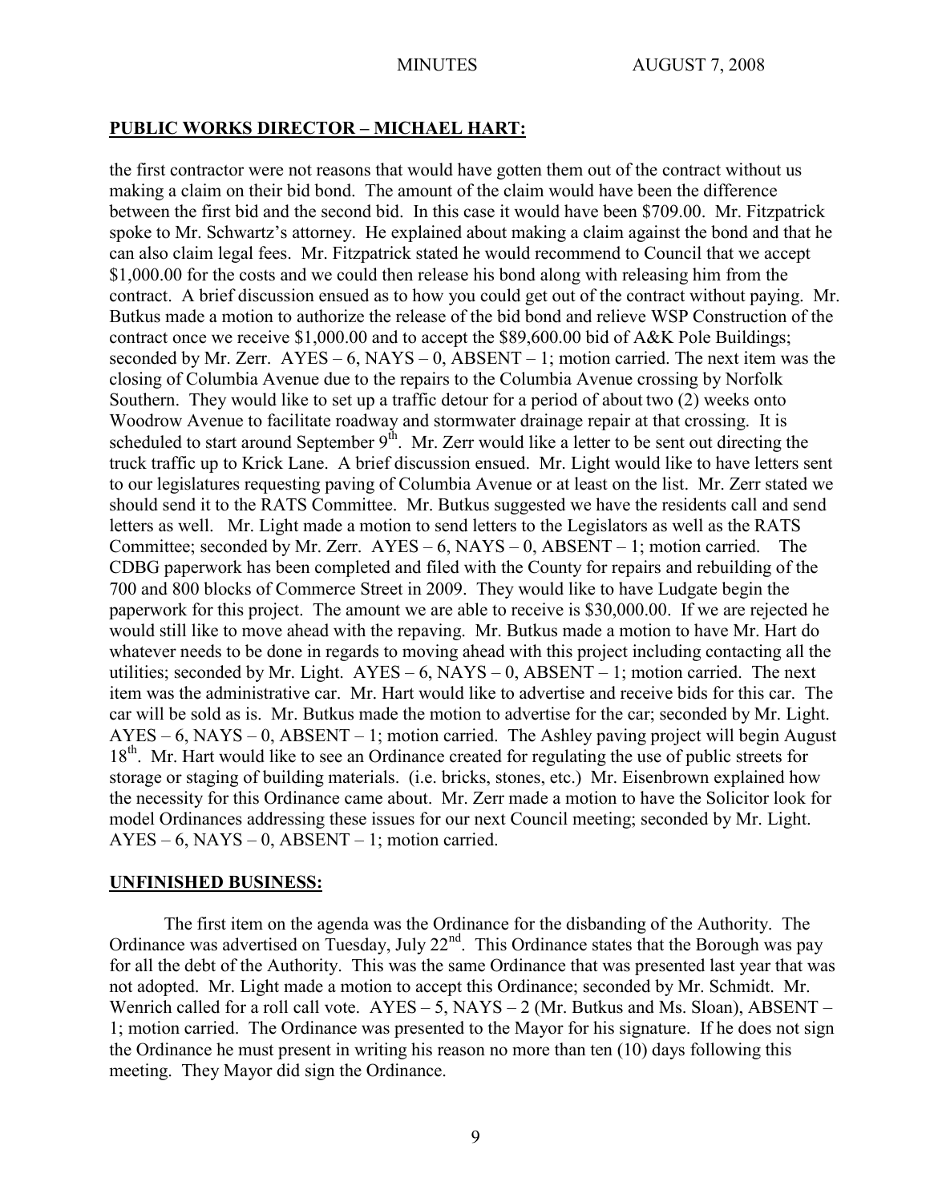## PUBLIC WORKS DIRECTOR – MICHAEL HART:

the first contractor were not reasons that would have gotten them out of the contract without us making a claim on their bid bond. The amount of the claim would have been the difference between the first bid and the second bid. In this case it would have been $709.00. Mr. Fitzpatrick spoke to Mr. Schwartz's attorney. He explained about making a claim against the bond and that he can also claim legal fees. Mr. Fitzpatrick stated he would recommend to Council that we accept $1,000.00 for the costs and we could then release his bond along with releasing him from the contract. A brief discussion ensued as to how you could get out of the contract without paying. Mr. Butkus made a motion to authorize the release of the bid bond and relieve WSP Construction of the contract once we receive $1,000.00 and to accept the $89,600.00 bid of A&K Pole Buildings; seconded by Mr. Zerr. AYES – 6, NAYS – 0, ABSENT – 1; motion carried. The next item was the closing of Columbia Avenue due to the repairs to the Columbia Avenue crossing by Norfolk Southern. They would like to set up a traffic detour for a period of about two (2) weeks onto Woodrow Avenue to facilitate roadway and stormwater drainage repair at that crossing. It is scheduled to start around September 9th. Mr. Zerr would like a letter to be sent out directing the truck traffic up to Krick Lane. A brief discussion ensued. Mr. Light would like to have letters sent to our legislatures requesting paving of Columbia Avenue or at least on the list. Mr. Zerr stated we should send it to the RATS Committee. Mr. Butkus suggested we have the residents call and send letters as well. Mr. Light made a motion to send letters to the Legislators as well as the RATS Committee; seconded by Mr. Zerr. AYES – 6, NAYS – 0, ABSENT – 1; motion carried. The CDBG paperwork has been completed and filed with the County for repairs and rebuilding of the 700 and 800 blocks of Commerce Street in 2009. They would like to have Ludgate begin the paperwork for this project. The amount we are able to receive is $30,000.00. If we are rejected he would still like to move ahead with the repaving. Mr. Butkus made a motion to have Mr. Hart do whatever needs to be done in regards to moving ahead with this project including contacting all the utilities; seconded by Mr. Light. AYES – 6, NAYS – 0, ABSENT – 1; motion carried. The next item was the administrative car. Mr. Hart would like to advertise and receive bids for this car. The car will be sold as is. Mr. Butkus made the motion to advertise for the car; seconded by Mr. Light. AYES – 6, NAYS – 0, ABSENT – 1; motion carried. The Ashley paving project will begin August 18th. Mr. Hart would like to see an Ordinance created for regulating the use of public streets for storage or staging of building materials. (i.e. bricks, stones, etc.) Mr. Eisenbrown explained how the necessity for this Ordinance came about. Mr. Zerr made a motion to have the Solicitor look for model Ordinances addressing these issues for our next Council meeting; seconded by Mr. Light. AYES – 6, NAYS – 0, ABSENT – 1; motion carried.

## UNFINISHED BUSINESS:

The first item on the agenda was the Ordinance for the disbanding of the Authority. The Ordinance was advertised on Tuesday, July 22nd. This Ordinance states that the Borough was pay for all the debt of the Authority. This was the same Ordinance that was presented last year that was not adopted. Mr. Light made a motion to accept this Ordinance; seconded by Mr. Schmidt. Mr. Wenrich called for a roll call vote. AYES – 5, NAYS – 2 (Mr. Butkus and Ms. Sloan), ABSENT – 1; motion carried. The Ordinance was presented to the Mayor for his signature. If he does not sign the Ordinance he must present in writing his reason no more than ten (10) days following this meeting. They Mayor did sign the Ordinance.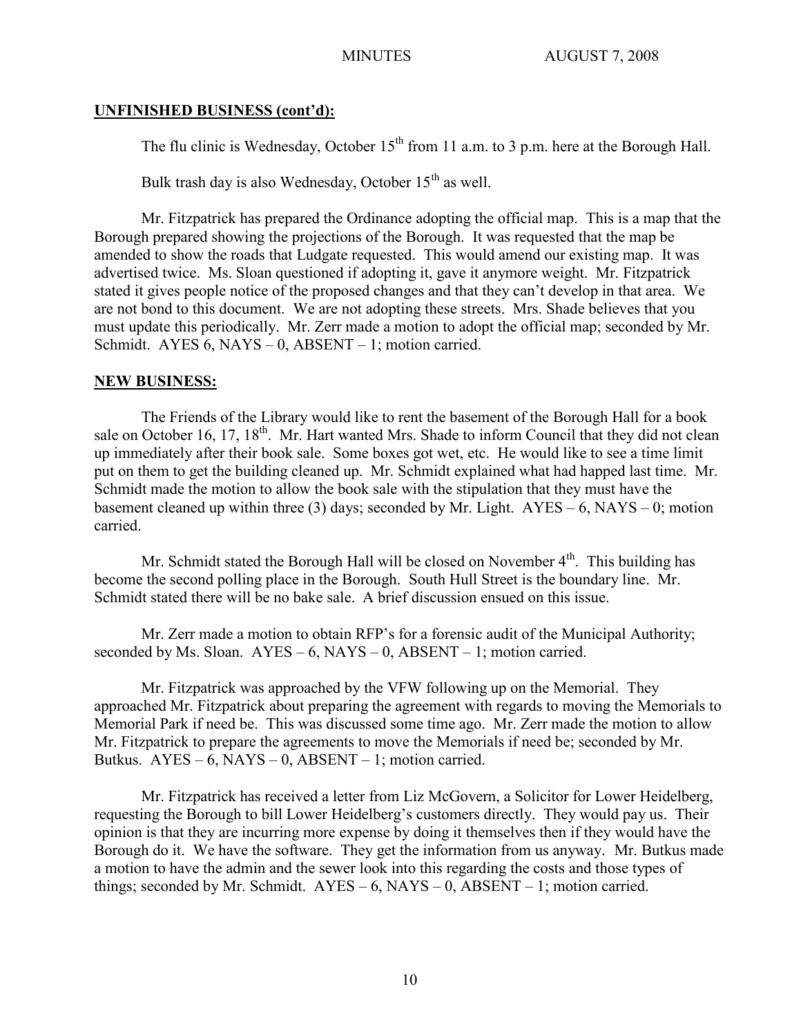**UNFINISHED BUSINESS (cont'd):**

The flu clinic is Wednesday, October 15th from 11 a.m. to 3 p.m. here at the Borough Hall.

Bulk trash day is also Wednesday, October 15th as well.

Mr. Fitzpatrick has prepared the Ordinance adopting the official map. This is a map that the Borough prepared showing the projections of the Borough. It was requested that the map be amended to show the roads that Ludgate requested. This would amend our existing map. It was advertised twice. Ms. Sloan questioned if adopting it, gave it anymore weight. Mr. Fitzpatrick stated it gives people notice of the proposed changes and that they can't develop in that area. We are not bond to this document. We are not adopting these streets. Mrs. Shade believes that you must update this periodically. Mr. Zerr made a motion to adopt the official map; seconded by Mr. Schmidt. AYES 6, NAYS – 0, ABSENT – 1; motion carried.

**NEW BUSINESS:**

The Friends of the Library would like to rent the basement of the Borough Hall for a book sale on October 16, 17, 18th. Mr. Hart wanted Mrs. Shade to inform Council that they did not clean up immediately after their book sale. Some boxes got wet, etc. He would like to see a time limit put on them to get the building cleaned up. Mr. Schmidt explained what had happed last time. Mr. Schmidt made the motion to allow the book sale with the stipulation that they must have the basement cleaned up within three (3) days; seconded by Mr. Light. AYES – 6, NAYS – 0; motion carried.

Mr. Schmidt stated the Borough Hall will be closed on November 4th. This building has become the second polling place in the Borough. South Hull Street is the boundary line. Mr. Schmidt stated there will be no bake sale. A brief discussion ensued on this issue.

Mr. Zerr made a motion to obtain RFP's for a forensic audit of the Municipal Authority; seconded by Ms. Sloan. AYES – 6, NAYS – 0, ABSENT – 1; motion carried.

Mr. Fitzpatrick was approached by the VFW following up on the Memorial. They approached Mr. Fitzpatrick about preparing the agreement with regards to moving the Memorials to Memorial Park if need be. This was discussed some time ago. Mr. Zerr made the motion to allow Mr. Fitzpatrick to prepare the agreements to move the Memorials if need be; seconded by Mr. Butkus. AYES – 6, NAYS – 0, ABSENT – 1; motion carried.

Mr. Fitzpatrick has received a letter from Liz McGovern, a Solicitor for Lower Heidelberg, requesting the Borough to bill Lower Heidelberg's customers directly. They would pay us. Their opinion is that they are incurring more expense by doing it themselves then if they would have the Borough do it. We have the software. They get the information from us anyway. Mr. Butkus made a motion to have the admin and the sewer look into this regarding the costs and those types of things; seconded by Mr. Schmidt. AYES – 6, NAYS – 0, ABSENT – 1; motion carried.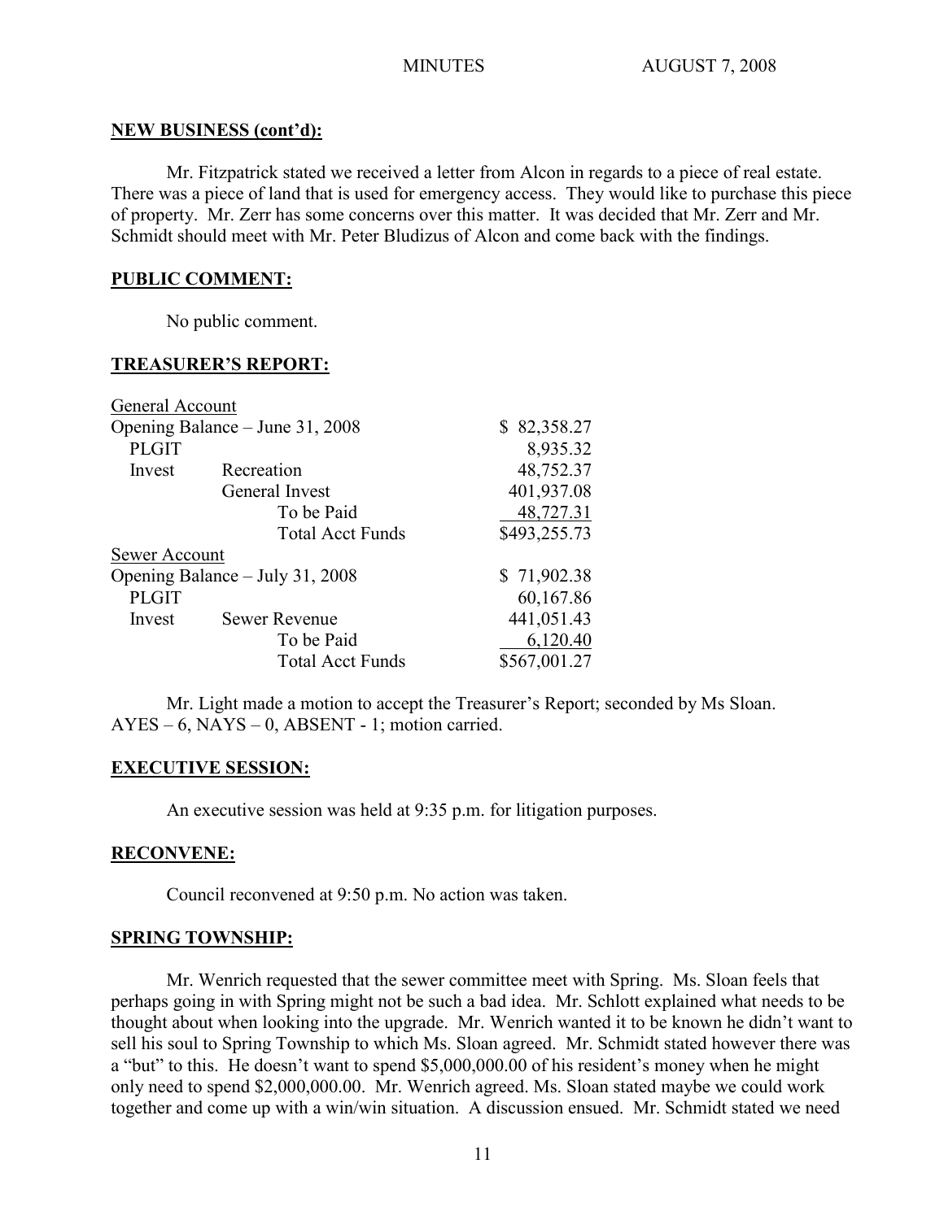**NEW BUSINESS (cont'd):**

Mr. Fitzpatrick stated we received a letter from Alcon in regards to a piece of real estate. There was a piece of land that is used for emergency access. They would like to purchase this piece of property. Mr. Zerr has some concerns over this matter. It was decided that Mr. Zerr and Mr. Schmidt should meet with Mr. Peter Bludizus of Alcon and come back with the findings.

**PUBLIC COMMENT:**

No public comment.

**TREASURER'S REPORT:**

| General Account | | |
|---|---|---|
| Opening Balance – June 31, 2008 | | $ 82,358.27 |
| PLGIT | | 8,935.32 |
| Invest | Recreation | 48,752.37 |
| | General Invest | 401,937.08 |
| | To be Paid | 48,727.31 |
| | Total Acct Funds | $493,255.73 |
| **Sewer Account** | | |
| Opening Balance – July 31, 2008 | | $ 71,902.38 |
| PLGIT | | 60,167.86 |
| Invest | Sewer Revenue | 441,051.43 |
| | To be Paid | 6,120.40 |
| | Total Acct Funds | $567,001.27 |

Mr. Light made a motion to accept the Treasurer's Report; seconded by Ms Sloan. AYES – 6, NAYS – 0, ABSENT - 1; motion carried.

**EXECUTIVE SESSION:**

An executive session was held at 9:35 p.m. for litigation purposes.

**RECONVENE:**

Council reconvened at 9:50 p.m. No action was taken.

**SPRING TOWNSHIP:**

Mr. Wenrich requested that the sewer committee meet with Spring. Ms. Sloan feels that perhaps going in with Spring might not be such a bad idea. Mr. Schlott explained what needs to be thought about when looking into the upgrade. Mr. Wenrich wanted it to be known he didn't want to sell his soul to Spring Township to which Ms. Sloan agreed. Mr. Schmidt stated however there was a "but" to this. He doesn't want to spend $5,000,000.00 of his resident's money when he might only need to spend $2,000,000.00. Mr. Wenrich agreed. Ms. Sloan stated maybe we could work together and come up with a win/win situation. A discussion ensued. Mr. Schmidt stated we need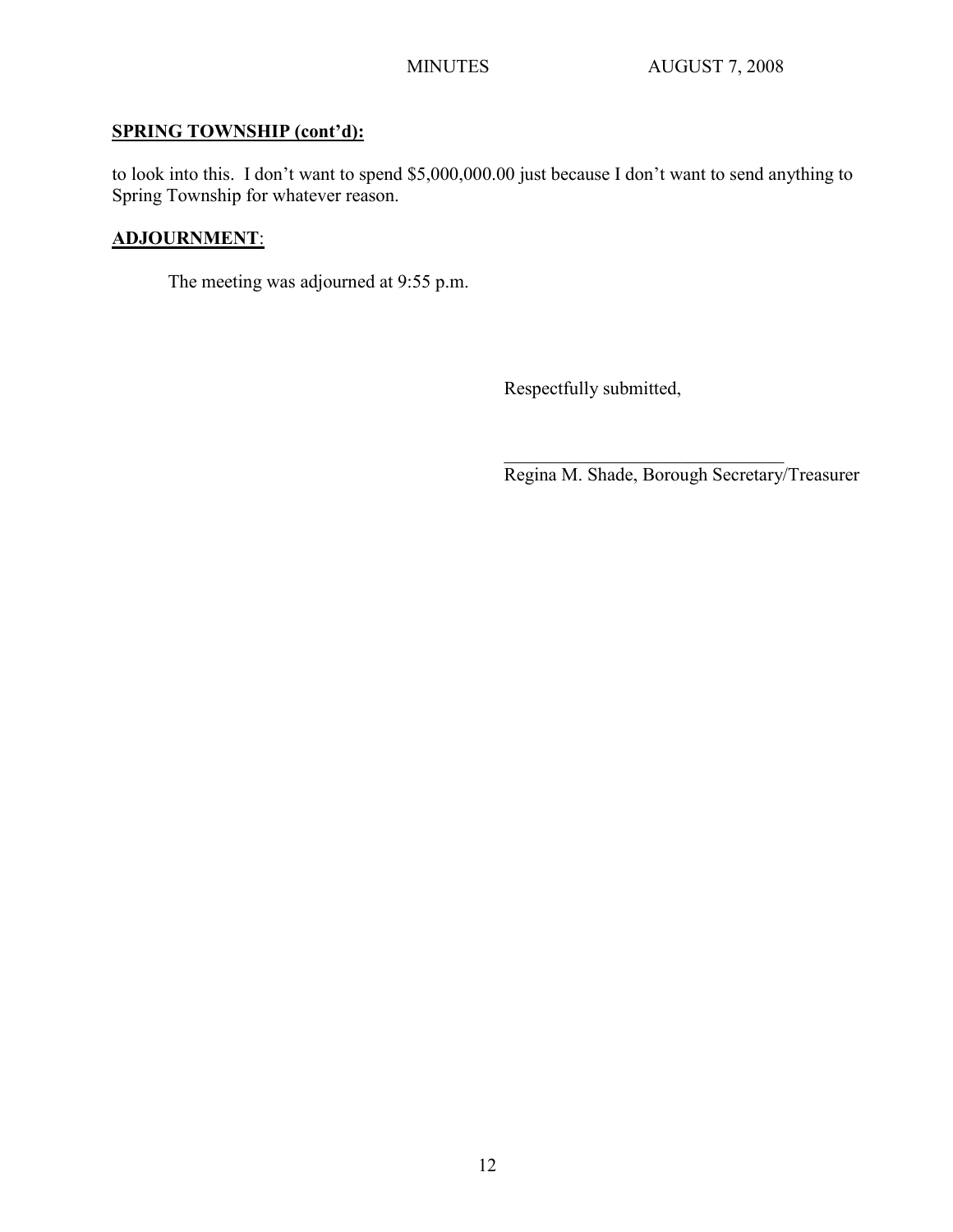**SPRING TOWNSHIP (cont'd):**

to look into this. I don't want to spend $5,000,000.00 just because I don't want to send anything to Spring Township for whatever reason.

**ADJOURNMENT**:

The meeting was adjourned at 9:55 p.m.

Respectfully submitted,

\_\_\_\_\_\_\_\_\_\_\_\_\_\_\_\_\_\_\_\_\_\_\_\_\_\_\_\_\_\_

Regina M. Shade, Borough Secretary/Treasurer